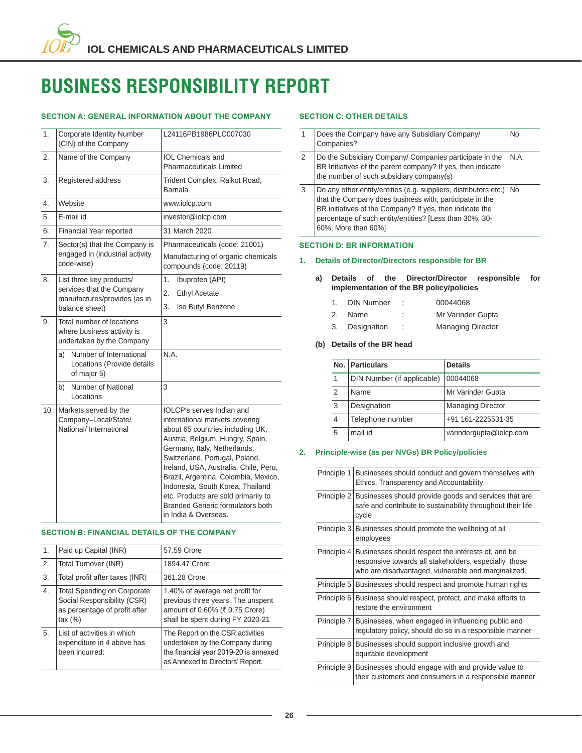# BUSINESS RESPONSIBILITY REPORT

## SECTION A: GENERAL INFORMATION ABOUT THE COMPANY

| | | |
|---|---|---|
| 1. | Corporate Identity Number (CIN) of the Company | L24116PB1986PLC007030 |
| 2. | Name of the Company | IOL Chemicals and Pharmaceuticals Limited |
| 3. | Registered address | Trident Complex, Raikot Road, Barnala |
| 4. | Website | www.iolcp.com |
| 5. | E-mail id | investor@iolcp.com |
| 6. | Financial Year reported | 31 March 2020 |
| 7. | Sector(s) that the Company is engaged in (industrial activity code-wise) | Pharmaceuticals (code: 21001)<br>Manufacturing of organic chemicals compounds (code: 20119) |
| 8. | List three key products/ services that the Company manufactures/provides (as in balance sheet) | 1. Ibuprofen (API)<br>2. Ethyl Acetate<br>3. Iso Butyl Benzene |
| 9. | Total number of locations where business activity is undertaken by the Company | 3 |
| | a) Number of International Locations (Provide details of major 5) | N.A. |
| | b) Number of National Locations | 3 |
| 10. | Markets served by the Company–Local/State/ National/ International | IOLCP's serves Indian and international markets covering about 65 countries including UK, Austria, Belgium, Hungry, Spain, Germany, Italy, Netherlands, Switzerland, Portugal, Poland, Ireland, USA, Australia, Chile, Peru, Brazil, Argentina, Colombia, Mexico, Indonesia, South Korea, Thailand etc. Products are sold primarily to Branded Generic formulators both in India & Overseas. |

## SECTION B: FINANCIAL DETAILS OF THE COMPANY

| | | |
|---|---|---|
| 1. | Paid up Capital (INR) | 57.59 Crore |
| 2. | Total Turnover (INR) | 1894.47 Crore |
| 3. | Total profit after taxes (INR) | 361.28 Crore |
| 4. | Total Spending on Corporate Social Responsibility (CSR) as percentage of profit after tax (%) | 1.40% of average net profit for previous three years. The unspent amount of 0.60% (₹ 0.75 Crore) shall be spent during FY 2020-21 |
| 5. | List of activities in which expenditure in 4 above has been incurred: | The Report on the CSR activities undertaken by the Company during the financial year 2019-20 is annexed as Annexed to Directors' Report. |

## SECTION C: OTHER DETAILS

| | | |
|---|---|---|
| 1 | Does the Company have any Subsidiary Company/ Companies? | No |
| 2 | Do the Subsidiary Company/ Companies participate in the BR Initiatives of the parent company? If yes, then indicate the number of such subsidiary company(s) | N.A. |
| 3 | Do any other entity/entities (e.g. suppliers, distributors etc.) that the Company does business with, participate in the BR initiatives of the Company? If yes, then indicate the percentage of such entity/entities? [Less than 30%, 30-60%, More than 60%] | No |

## SECTION D: BR INFORMATION

### 1. Details of Director/Directors responsible for BR

**a) Details of the Director/Director responsible for implementation of the BR policy/policies**

1. DIN Number : 00044068
2. Name : Mr Varinder Gupta
3. Designation : Managing Director

**(b) Details of the BR head**

| No. | Particulars | Details |
|---|---|---|
| 1 | DIN Number (if applicable) | 00044068 |
| 2 | Name | Mr Varinder Gupta |
| 3 | Designation | Managing Director |
| 4 | Telephone number | +91 161-2225531-35 |
| 5 | mail id | varindergupta@iolcp.com |

### 2. Principle-wise (as per NVGs) BR Policy/policies

| | |
|---|---|
| Principle 1 | Businesses should conduct and govern themselves with Ethics, Transparency and Accountability |
| Principle 2 | Businesses should provide goods and services that are safe and contribute to sustainability throughout their life cycle |
| Principle 3 | Businesses should promote the wellbeing of all employees |
| Principle 4 | Businesses should respect the interests of, and be responsive towards all stakeholders, especially those who are disadvantaged, vulnerable and marginalized. |
| Principle 5 | Businesses should respect and promote human rights |
| Principle 6 | Business should respect, protect, and make efforts to restore the environment |
| Principle 7 | Businesses, when engaged in influencing public and regulatory policy, should do so in a responsible manner |
| Principle 8 | Businesses should support inclusive growth and equitable development |
| Principle 9 | Businesses should engage with and provide value to their customers and consumers in a responsible manner |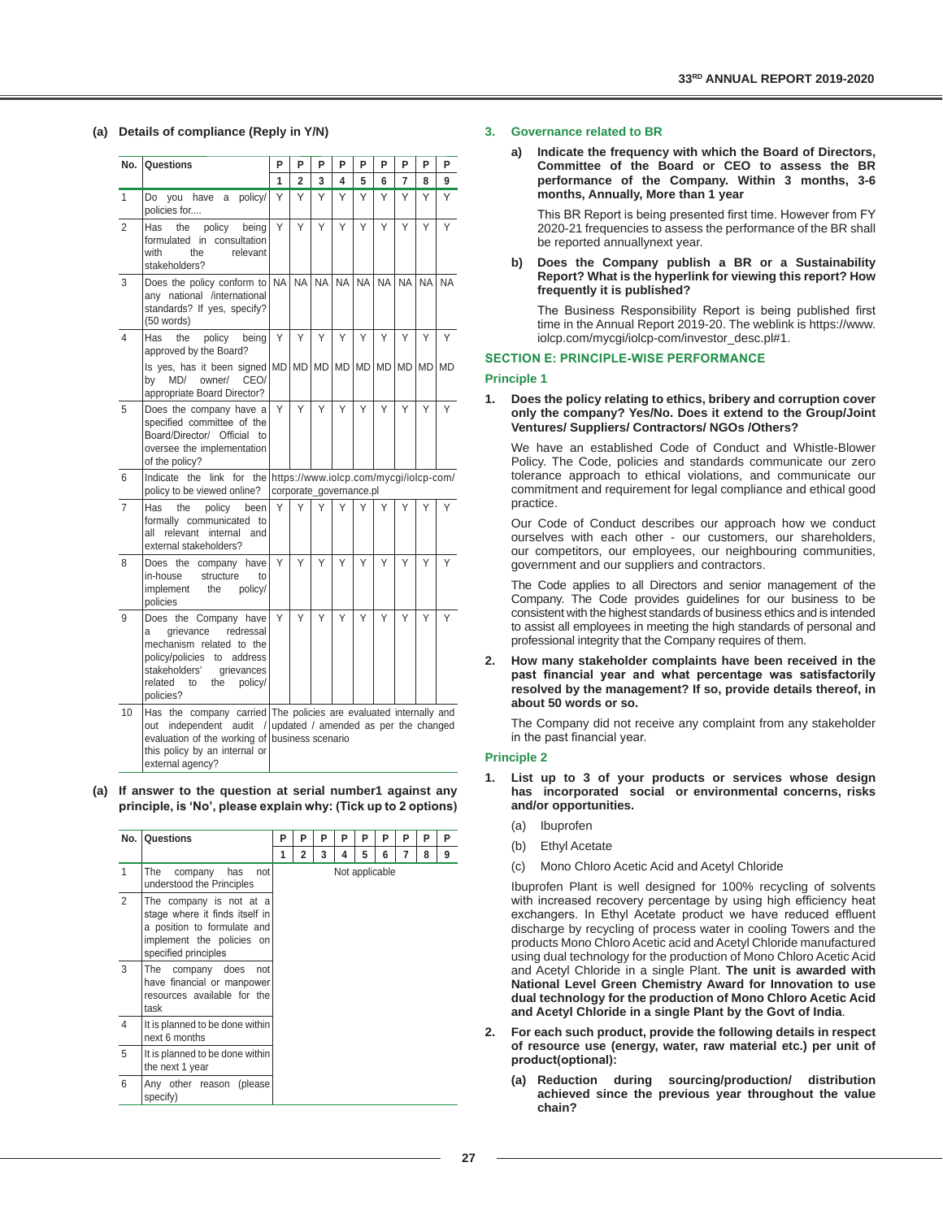**(a) Details of compliance (Reply in Y/N)**

| No. | Questions | P 1 | P 2 | P 3 | P 4 | P 5 | P 6 | P 7 | P 8 | P 9 |
|---|---|---|---|---|---|---|---|---|---|---|
| 1 | Do you have a policy/ policies for.... | Y | Y | Y | Y | Y | Y | Y | Y | Y |
| 2 | Has the policy being formulated in consultation with the relevant stakeholders? | Y | Y | Y | Y | Y | Y | Y | Y | Y |
| 3 | Does the policy conform to any national /international standards? If yes, specify? (50 words) | NA | NA | NA | NA | NA | NA | NA | NA | NA |
| 4 | Has the policy being approved by the Board? | Y | Y | Y | Y | Y | Y | Y | Y | Y |
| | Is yes, has it been signed by MD/ owner/ CEO/ appropriate Board Director? | MD | MD | MD | MD | MD | MD | MD | MD | MD |
| 5 | Does the company have a specified committee of the Board/Director/ Official to oversee the implementation of the policy? | Y | Y | Y | Y | Y | Y | Y | Y | Y |
| 6 | Indicate the link for the policy to be viewed online? | https://www.iolcp.com/mycgi/iolcp-com/corporate_governance.pl | | | | | | | | |
| 7 | Has the policy been formally communicated to all relevant internal and external stakeholders? | Y | Y | Y | Y | Y | Y | Y | Y | Y |
| 8 | Does the company have in-house structure to implement the policy/ policies | Y | Y | Y | Y | Y | Y | Y | Y | Y |
| 9 | Does the Company have a grievance redressal mechanism related to the policy/policies to address stakeholders' grievances related to the policy/ policies? | Y | Y | Y | Y | Y | Y | Y | Y | Y |
| 10 | Has the company carried out independent audit / evaluation of the working of this policy by an internal or external agency? | The policies are evaluated internally and updated / amended as per the changed business scenario | | | | | | | | |

**(a) If answer to the question at serial number1 against any principle, is 'No', please explain why: (Tick up to 2 options)**

| No. | Questions | P 1 | P 2 | P 3 | P 4 | P 5 | P 6 | P 7 | P 8 | P 9 |
|---|---|---|---|---|---|---|---|---|---|---|
| 1 | The company has not understood the Principles | Not applicable | | | | | | | | |
| 2 | The company is not at a stage where it finds itself in a position to formulate and implement the policies on specified principles | | | | | | | | | |
| 3 | The company does not have financial or manpower resources available for the task | | | | | | | | | |
| 4 | It is planned to be done within next 6 months | | | | | | | | | |
| 5 | It is planned to be done within the next 1 year | | | | | | | | | |
| 6 | Any other reason (please specify) | | | | | | | | | |

### 3. Governance related to BR

**a) Indicate the frequency with which the Board of Directors, Committee of the Board or CEO to assess the BR performance of the Company. Within 3 months, 3-6 months, Annually, More than 1 year**

This BR Report is being presented first time. However from FY 2020-21 frequencies to assess the performance of the BR shall be reported annuallynext year.

**b) Does the Company publish a BR or a Sustainability Report? What is the hyperlink for viewing this report? How frequently it is published?**

The Business Responsibility Report is being published first time in the Annual Report 2019-20. The weblink is https://www.iolcp.com/mycgi/iolcp-com/investor_desc.pl#1.

## SECTION E: PRINCIPLE-WISE PERFORMANCE

### Principle 1

**1. Does the policy relating to ethics, bribery and corruption cover only the company? Yes/No. Does it extend to the Group/Joint Ventures/ Suppliers/ Contractors/ NGOs /Others?**

We have an established Code of Conduct and Whistle-Blower Policy. The Code, policies and standards communicate our zero tolerance approach to ethical violations, and communicate our commitment and requirement for legal compliance and ethical good practice.

Our Code of Conduct describes our approach how we conduct ourselves with each other - our customers, our shareholders, our competitors, our employees, our neighbouring communities, government and our suppliers and contractors.

The Code applies to all Directors and senior management of the Company. The Code provides guidelines for our business to be consistent with the highest standards of business ethics and is intended to assist all employees in meeting the high standards of personal and professional integrity that the Company requires of them.

**2. How many stakeholder complaints have been received in the past financial year and what percentage was satisfactorily resolved by the management? If so, provide details thereof, in about 50 words or so.**

The Company did not receive any complaint from any stakeholder in the past financial year.

### Principle 2

**1. List up to 3 of your products or services whose design has incorporated social or environmental concerns, risks and/or opportunities.**

(a) Ibuprofen

(b) Ethyl Acetate

(c) Mono Chloro Acetic Acid and Acetyl Chloride

Ibuprofen Plant is well designed for 100% recycling of solvents with increased recovery percentage by using high efficiency heat exchangers. In Ethyl Acetate product we have reduced effluent discharge by recycling of process water in cooling Towers and the products Mono Chloro Acetic acid and Acetyl Chloride manufactured using dual technology for the production of Mono Chloro Acetic Acid and Acetyl Chloride in a single Plant. **The unit is awarded with National Level Green Chemistry Award for Innovation to use dual technology for the production of Mono Chloro Acetic Acid and Acetyl Chloride in a single Plant by the Govt of India**.

**2. For each such product, provide the following details in respect of resource use (energy, water, raw material etc.) per unit of product(optional):**

**(a) Reduction during sourcing/production/ distribution achieved since the previous year throughout the value chain?**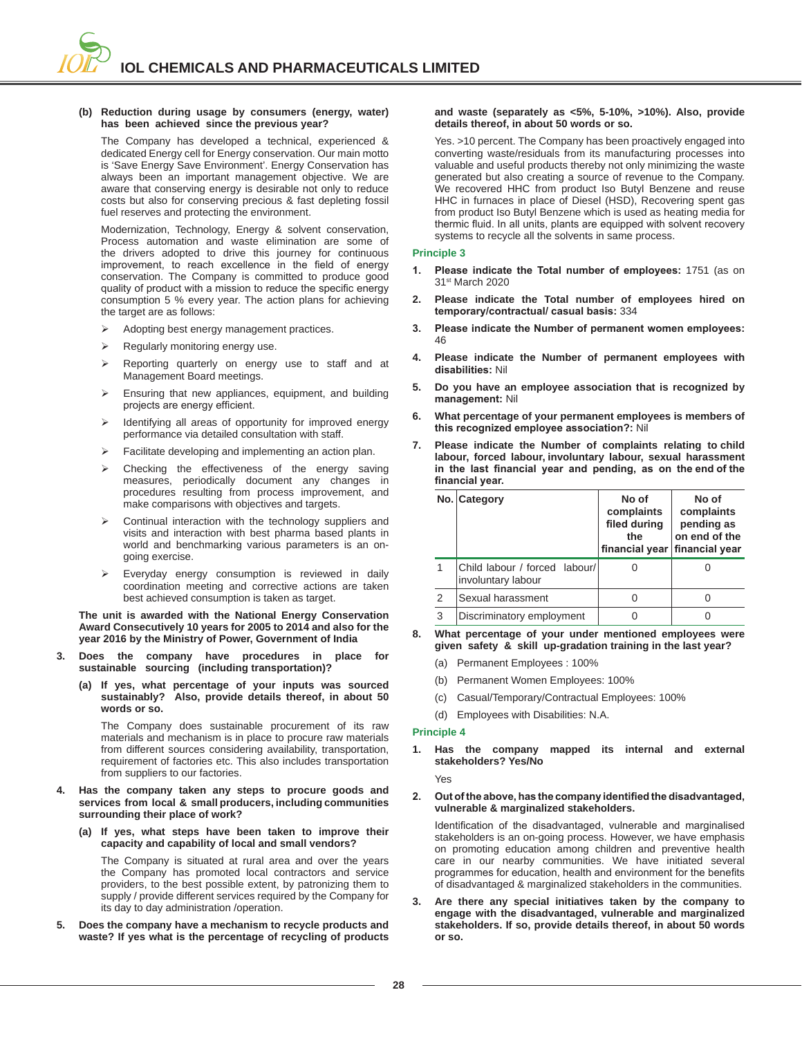**(b) Reduction during usage by consumers (energy, water) has been achieved since the previous year?**

The Company has developed a technical, experienced & dedicated Energy cell for Energy conservation. Our main motto is 'Save Energy Save Environment'. Energy Conservation has always been an important management objective. We are aware that conserving energy is desirable not only to reduce costs but also for conserving precious & fast depleting fossil fuel reserves and protecting the environment.

Modernization, Technology, Energy & solvent conservation, Process automation and waste elimination are some of the drivers adopted to drive this journey for continuous improvement, to reach excellence in the field of energy conservation. The Company is committed to produce good quality of product with a mission to reduce the specific energy consumption 5 % every year. The action plans for achieving the target are as follows:

- Adopting best energy management practices.
- Regularly monitoring energy use.
- Reporting quarterly on energy use to staff and at Management Board meetings.
- Ensuring that new appliances, equipment, and building projects are energy efficient.
- Identifying all areas of opportunity for improved energy performance via detailed consultation with staff.
- Facilitate developing and implementing an action plan.
- Checking the effectiveness of the energy saving measures, periodically document any changes in procedures resulting from process improvement, and make comparisons with objectives and targets.
- Continual interaction with the technology suppliers and visits and interaction with best pharma based plants in world and benchmarking various parameters is an on-going exercise.
- Everyday energy consumption is reviewed in daily coordination meeting and corrective actions are taken best achieved consumption is taken as target.

**The unit is awarded with the National Energy Conservation Award Consecutively 10 years for 2005 to 2014 and also for the year 2016 by the Ministry of Power, Government of India**

3. **Does the company have procedures in place for sustainable sourcing (including transportation)?**

   **(a) If yes, what percentage of your inputs was sourced sustainably? Also, provide details thereof, in about 50 words or so.**

   The Company does sustainable procurement of its raw materials and mechanism is in place to procure raw materials from different sources considering availability, transportation, requirement of factories etc. This also includes transportation from suppliers to our factories.

4. **Has the company taken any steps to procure goods and services from local & small producers, including communities surrounding their place of work?**

   **(a) If yes, what steps have been taken to improve their capacity and capability of local and small vendors?**

   The Company is situated at rural area and over the years the Company has promoted local contractors and service providers, to the best possible extent, by patronizing them to supply / provide different services required by the Company for its day to day administration /operation.

5. **Does the company have a mechanism to recycle products and waste? If yes what is the percentage of recycling of products and waste (separately as <5%, 5-10%, >10%). Also, provide details thereof, in about 50 words or so.**

   Yes. >10 percent. The Company has been proactively engaged into converting waste/residuals from its manufacturing processes into valuable and useful products thereby not only minimizing the waste generated but also creating a source of revenue to the Company. We recovered HHC from product Iso Butyl Benzene and reuse HHC in furnaces in place of Diesel (HSD), Recovering spent gas from product Iso Butyl Benzene which is used as heating media for thermic fluid. In all units, plants are equipped with solvent recovery systems to recycle all the solvents in same process.

## Principle 3

1. **Please indicate the Total number of employees:** 1751 (as on 31st March 2020
2. **Please indicate the Total number of employees hired on temporary/contractual/ casual basis:** 334
3. **Please indicate the Number of permanent women employees:** 46
4. **Please indicate the Number of permanent employees with disabilities:** Nil
5. **Do you have an employee association that is recognized by management:** Nil
6. **What percentage of your permanent employees is members of this recognized employee association?:** Nil
7. **Please indicate the Number of complaints relating to child labour, forced labour, involuntary labour, sexual harassment in the last financial year and pending, as on the end of the financial year.**

| No. | Category | No of complaints filed during the financial year | No of complaints pending as on end of the financial year |
|---|---|---|---|
| 1 | Child labour / forced labour/ involuntary labour | 0 | 0 |
| 2 | Sexual harassment | 0 | 0 |
| 3 | Discriminatory employment | 0 | 0 |

8. **What percentage of your under mentioned employees were given safety & skill up-gradation training in the last year?**

   (a) Permanent Employees : 100%

   (b) Permanent Women Employees: 100%

   (c) Casual/Temporary/Contractual Employees: 100%

   (d) Employees with Disabilities: N.A.

## Principle 4

1. **Has the company mapped its internal and external stakeholders? Yes/No**

   Yes

2. **Out of the above, has the company identified the disadvantaged, vulnerable & marginalized stakeholders.**

   Identification of the disadvantaged, vulnerable and marginalised stakeholders is an on-going process. However, we have emphasis on promoting education among children and preventive health care in our nearby communities. We have initiated several programmes for education, health and environment for the benefits of disadvantaged & marginalized stakeholders in the communities.

3. **Are there any special initiatives taken by the company to engage with the disadvantaged, vulnerable and marginalized stakeholders. If so, provide details thereof, in about 50 words or so.**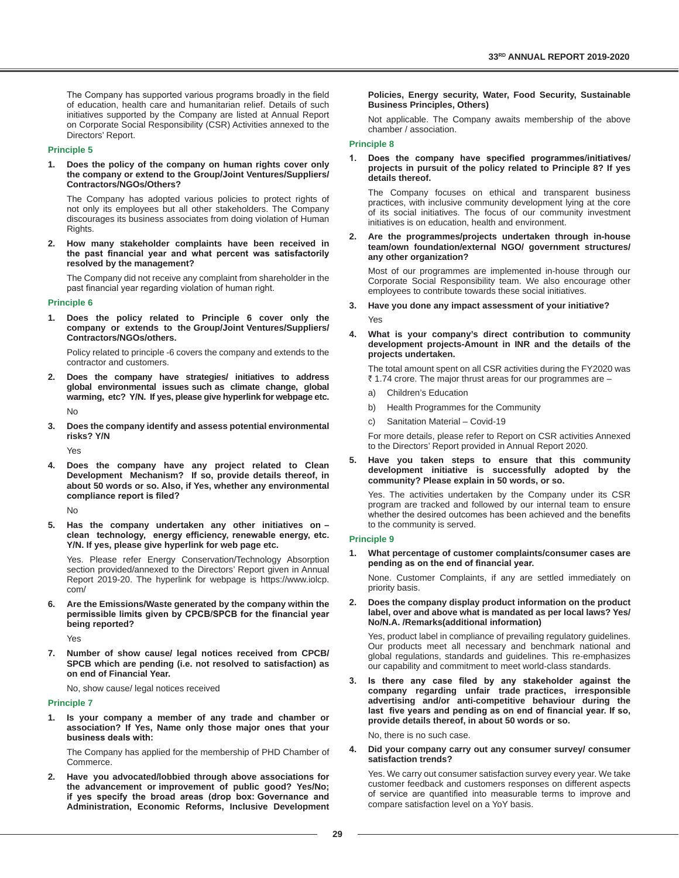The Company has supported various programs broadly in the field of education, health care and humanitarian relief. Details of such initiatives supported by the Company are listed at Annual Report on Corporate Social Responsibility (CSR) Activities annexed to the Directors' Report.

### Principle 5

**1. Does the policy of the company on human rights cover only the company or extend to the Group/Joint Ventures/Suppliers/Contractors/NGOs/Others?**

The Company has adopted various policies to protect rights of not only its employees but all other stakeholders. The Company discourages its business associates from doing violation of Human Rights.

**2. How many stakeholder complaints have been received in the past financial year and what percent was satisfactorily resolved by the management?**

The Company did not receive any complaint from shareholder in the past financial year regarding violation of human right.

### Principle 6

**1. Does the policy related to Principle 6 cover only the company or extends to the Group/Joint Ventures/Suppliers/Contractors/NGOs/others.**

Policy related to principle -6 covers the company and extends to the contractor and customers.

**2. Does the company have strategies/ initiatives to address global environmental issues such as climate change, global warming, etc? Y/N. If yes, please give hyperlink for webpage etc.**

No

**3. Does the company identify and assess potential environmental risks? Y/N**

Yes

**4. Does the company have any project related to Clean Development Mechanism? If so, provide details thereof, in about 50 words or so. Also, if Yes, whether any environmental compliance report is filed?**

No

**5. Has the company undertaken any other initiatives on – clean technology, energy efficiency, renewable energy, etc. Y/N. If yes, please give hyperlink for web page etc.**

Yes. Please refer Energy Conservation/Technology Absorption section provided/annexed to the Directors' Report given in Annual Report 2019-20. The hyperlink for webpage is https://www.iolcp.com/

**6. Are the Emissions/Waste generated by the company within the permissible limits given by CPCB/SPCB for the financial year being reported?**

Yes

**7. Number of show cause/ legal notices received from CPCB/SPCB which are pending (i.e. not resolved to satisfaction) as on end of Financial Year.**

No, show cause/ legal notices received

### Principle 7

**1. Is your company a member of any trade and chamber or association? If Yes, Name only those major ones that your business deals with:**

The Company has applied for the membership of PHD Chamber of Commerce.

**2. Have you advocated/lobbied through above associations for the advancement or improvement of public good? Yes/No; if yes specify the broad areas (drop box: Governance and Administration, Economic Reforms, Inclusive Development Policies, Energy security, Water, Food Security, Sustainable Business Principles, Others)**

Not applicable. The Company awaits membership of the above chamber / association.

### Principle 8

**1. Does the company have specified programmes/initiatives/projects in pursuit of the policy related to Principle 8? If yes details thereof.**

The Company focuses on ethical and transparent business practices, with inclusive community development lying at the core of its social initiatives. The focus of our community investment initiatives is on education, health and environment.

**2. Are the programmes/projects undertaken through in-house team/own foundation/external NGO/ government structures/any other organization?**

Most of our programmes are implemented in-house through our Corporate Social Responsibility team. We also encourage other employees to contribute towards these social initiatives.

**3. Have you done any impact assessment of your initiative?**

Yes

**4. What is your company's direct contribution to community development projects-Amount in INR and the details of the projects undertaken.**

The total amount spent on all CSR activities during the FY2020 was ₹ 1.74 crore. The major thrust areas for our programmes are –

a) Children's Education

b) Health Programmes for the Community

c) Sanitation Material – Covid-19

For more details, please refer to Report on CSR activities Annexed to the Directors' Report provided in Annual Report 2020.

**5. Have you taken steps to ensure that this community development initiative is successfully adopted by the community? Please explain in 50 words, or so.**

Yes. The activities undertaken by the Company under its CSR program are tracked and followed by our internal team to ensure whether the desired outcomes has been achieved and the benefits to the community is served.

### Principle 9

**1. What percentage of customer complaints/consumer cases are pending as on the end of financial year.**

None. Customer Complaints, if any are settled immediately on priority basis.

**2. Does the company display product information on the product label, over and above what is mandated as per local laws? Yes/No/N.A. /Remarks(additional information)**

Yes, product label in compliance of prevailing regulatory guidelines. Our products meet all necessary and benchmark national and global regulations, standards and guidelines. This re-emphasizes our capability and commitment to meet world-class standards.

**3. Is there any case filed by any stakeholder against the company regarding unfair trade practices, irresponsible advertising and/or anti-competitive behaviour during the last five years and pending as on end of financial year. If so, provide details thereof, in about 50 words or so.**

No, there is no such case.

**4. Did your company carry out any consumer survey/ consumer satisfaction trends?**

Yes. We carry out consumer satisfaction survey every year. We take customer feedback and customers responses on different aspects of service are quantified into measurable terms to improve and compare satisfaction level on a YoY basis.